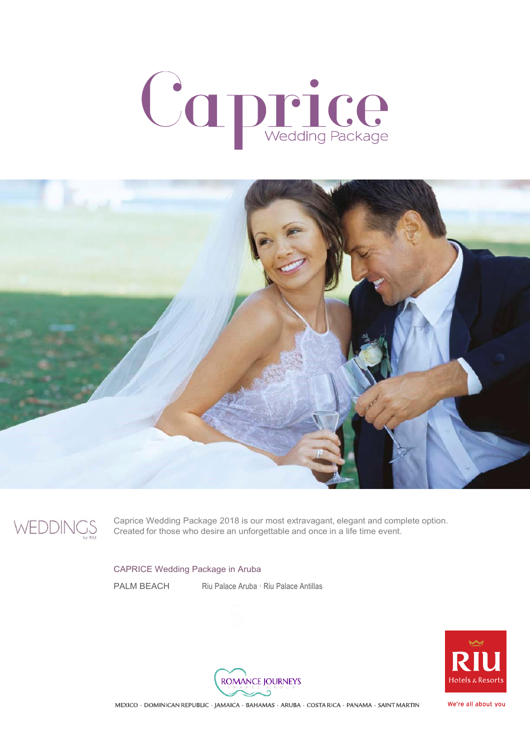# Caprice
## Wedding Package

WEDDINGS by RIU

Caprice Wedding Package 2018 is our most extravagant, elegant and complete option. Created for those who desire an unforgettable and once in a life time event.

### CAPRICE Wedding Package in Aruba

PALM BEACH — Riu Palace Aruba · Riu Palace Antillas

ROMANCE JOURNEYS TRAVEL GROUP

MEXICO · DOMINICAN REPUBLIC · JAMAICA · BAHAMAS · ARUBA · COSTA RICA · PANAMA · SAINT MARTIN

RIU Hotels & Resorts

We're all about you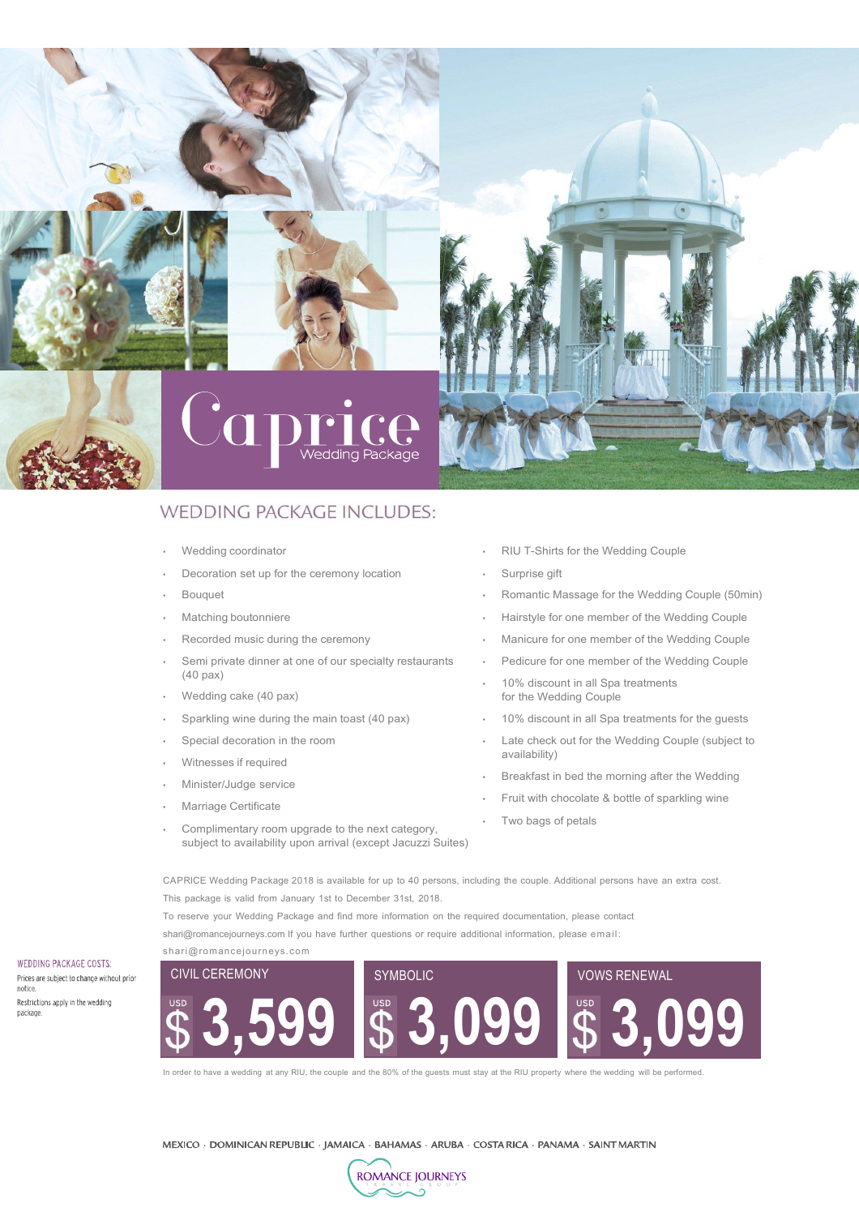# Caprice
Wedding Package

## WEDDING PACKAGE INCLUDES:

- Wedding coordinator
- Decoration set up for the ceremony location
- Bouquet
- Matching boutonniere
- Recorded music during the ceremony
- Semi private dinner at one of our specialty restaurants (40 pax)
- Wedding cake (40 pax)
- Sparkling wine during the main toast (40 pax)
- Special decoration in the room
- Witnesses if required
- Minister/Judge service
- Marriage Certificate
- Complimentary room upgrade to the next category, subject to availability upon arrival (except Jacuzzi Suites)
- RIU T-Shirts for the Wedding Couple
- Surprise gift
- Romantic Massage for the Wedding Couple (50min)
- Hairstyle for one member of the Wedding Couple
- Manicure for one member of the Wedding Couple
- Pedicure for one member of the Wedding Couple
- 10% discount in all Spa treatments for the Wedding Couple
- 10% discount in all Spa treatments for the guests
- Late check out for the Wedding Couple (subject to availability)
- Breakfast in bed the morning after the Wedding
- Fruit with chocolate & bottle of sparkling wine
- Two bags of petals

CAPRICE Wedding Package 2018 is available for up to 40 persons, including the couple. Additional persons have an extra cost.

This package is valid from January 1st to December 31st, 2018.

To reserve your Wedding Package and find more information on the required documentation, please contact shari@romancejourneys.com If you have further questions or require additional information, please email: shari@romancejourneys.com

### WEDDING PACKAGE COSTS:

Prices are subject to change without prior notice.

Restrictions apply in the wedding package.

| CIVIL CEREMONY | SYMBOLIC | VOWS RENEWAL |
|---|---|---|
| USD $ 3,599 | USD $ 3,099 | USD $ 3,099 |

In order to have a wedding at any RIU, the couple and the 80% of the guests must stay at the RIU property where the wedding will be performed.

MEXICO · DOMINICAN REPUBLIC · JAMAICA · BAHAMAS · ARUBA · COSTA RICA · PANAMA · SAINT MARTIN

ROMANCE JOURNEYS TRAVEL GROUP